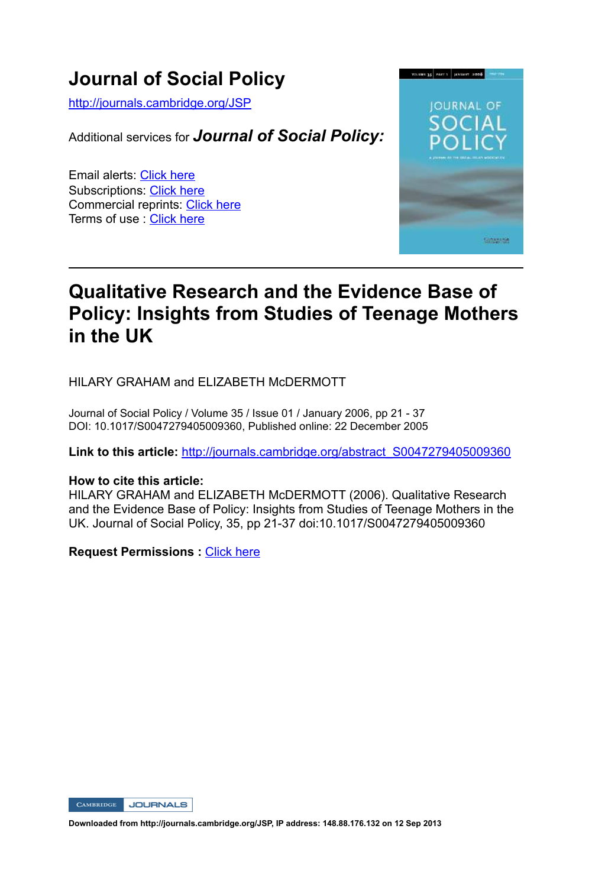# Journal of Social Policy

http://journals.cambridge.org/JSP

Additional services for ***Journal of Social Policy:***

Email alerts: Click here
Subscriptions: Click here
Commercial reprints: Click here
Terms of use : Click here

---

## Qualitative Research and the Evidence Base of Policy: Insights from Studies of Teenage Mothers in the UK

HILARY GRAHAM and ELIZABETH McDERMOTT

Journal of Social Policy / Volume 35 / Issue 01 / January 2006, pp 21 - 37
DOI: 10.1017/S0047279405009360, Published online: 22 December 2005

**Link to this article:** http://journals.cambridge.org/abstract_S0047279405009360

**How to cite this article:**
HILARY GRAHAM and ELIZABETH McDERMOTT (2006). Qualitative Research and the Evidence Base of Policy: Insights from Studies of Teenage Mothers in the UK. Journal of Social Policy, 35, pp 21-37 doi:10.1017/S0047279405009360

**Request Permissions :** Click here

**Downloaded from http://journals.cambridge.org/JSP, IP address: 148.88.176.132 on 12 Sep 2013**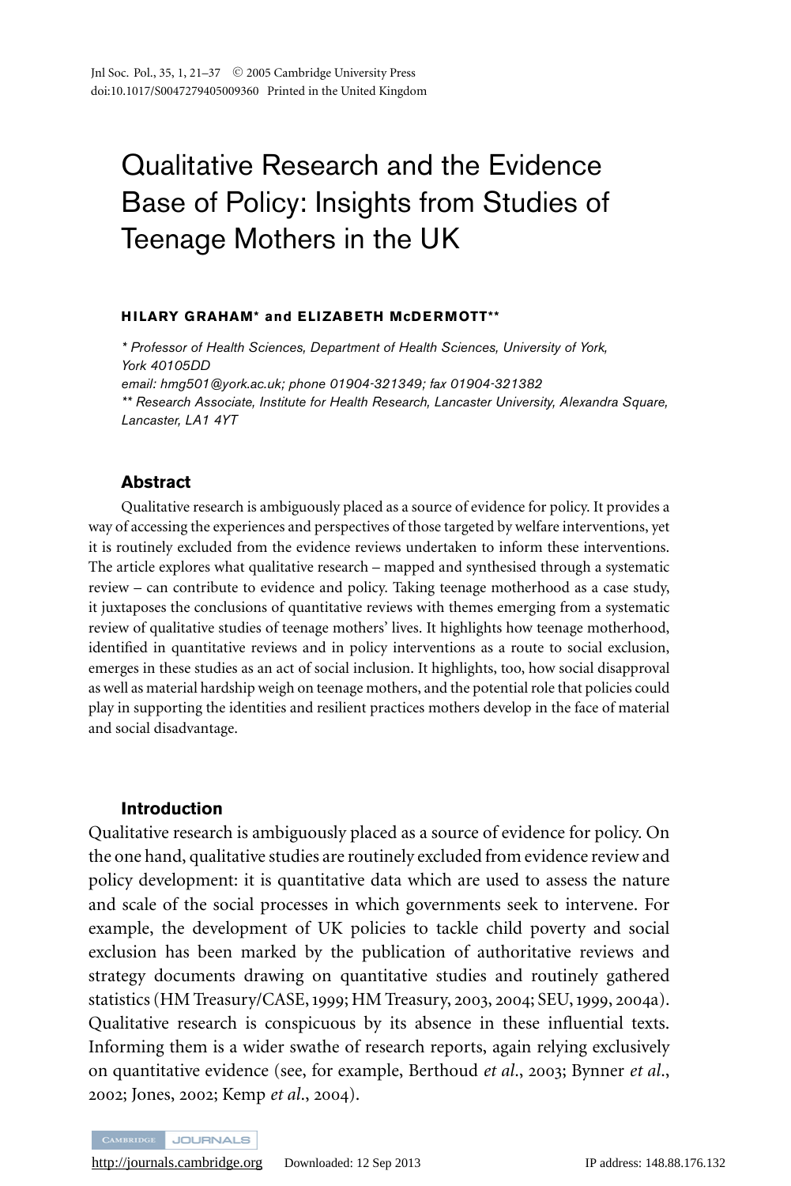# Qualitative Research and the Evidence Base of Policy: Insights from Studies of Teenage Mothers in the UK

**HILARY GRAHAM*** **and ELIZABETH McDERMOTT****

*\* Professor of Health Sciences, Department of Health Sciences, University of York, York 40105DD*
*email: hmg501@york.ac.uk; phone 01904-321349; fax 01904-321382*
*\*\* Research Associate, Institute for Health Research, Lancaster University, Alexandra Square, Lancaster, LA1 4YT*

## Abstract

Qualitative research is ambiguously placed as a source of evidence for policy. It provides a way of accessing the experiences and perspectives of those targeted by welfare interventions, yet it is routinely excluded from the evidence reviews undertaken to inform these interventions. The article explores what qualitative research – mapped and synthesised through a systematic review – can contribute to evidence and policy. Taking teenage motherhood as a case study, it juxtaposes the conclusions of quantitative reviews with themes emerging from a systematic review of qualitative studies of teenage mothers' lives. It highlights how teenage motherhood, identified in quantitative reviews and in policy interventions as a route to social exclusion, emerges in these studies as an act of social inclusion. It highlights, too, how social disapproval as well as material hardship weigh on teenage mothers, and the potential role that policies could play in supporting the identities and resilient practices mothers develop in the face of material and social disadvantage.

## Introduction

Qualitative research is ambiguously placed as a source of evidence for policy. On the one hand, qualitative studies are routinely excluded from evidence review and policy development: it is quantitative data which are used to assess the nature and scale of the social processes in which governments seek to intervene. For example, the development of UK policies to tackle child poverty and social exclusion has been marked by the publication of authoritative reviews and strategy documents drawing on quantitative studies and routinely gathered statistics (HM Treasury/CASE, 1999; HM Treasury, 2003, 2004; SEU, 1999, 2004a). Qualitative research is conspicuous by its absence in these influential texts. Informing them is a wider swathe of research reports, again relying exclusively on quantitative evidence (see, for example, Berthoud *et al*., 2003; Bynner *et al*., 2002; Jones, 2002; Kemp *et al*., 2004).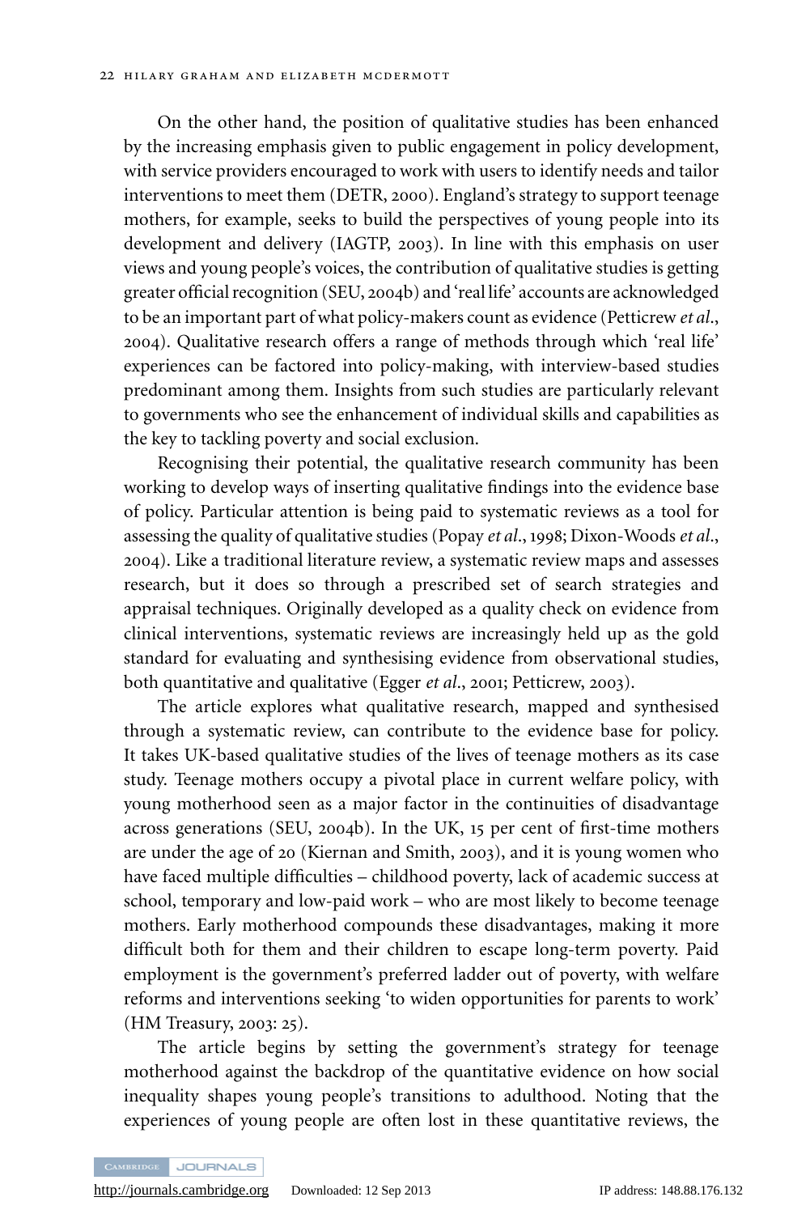On the other hand, the position of qualitative studies has been enhanced by the increasing emphasis given to public engagement in policy development, with service providers encouraged to work with users to identify needs and tailor interventions to meet them (DETR, 2000). England's strategy to support teenage mothers, for example, seeks to build the perspectives of young people into its development and delivery (IAGTP, 2003). In line with this emphasis on user views and young people's voices, the contribution of qualitative studies is getting greater official recognition (SEU, 2004b) and 'real life' accounts are acknowledged to be an important part of what policy-makers count as evidence (Petticrew *et al.*, 2004). Qualitative research offers a range of methods through which 'real life' experiences can be factored into policy-making, with interview-based studies predominant among them. Insights from such studies are particularly relevant to governments who see the enhancement of individual skills and capabilities as the key to tackling poverty and social exclusion.

Recognising their potential, the qualitative research community has been working to develop ways of inserting qualitative findings into the evidence base of policy. Particular attention is being paid to systematic reviews as a tool for assessing the quality of qualitative studies (Popay *et al.*, 1998; Dixon-Woods *et al.*, 2004). Like a traditional literature review, a systematic review maps and assesses research, but it does so through a prescribed set of search strategies and appraisal techniques. Originally developed as a quality check on evidence from clinical interventions, systematic reviews are increasingly held up as the gold standard for evaluating and synthesising evidence from observational studies, both quantitative and qualitative (Egger *et al.*, 2001; Petticrew, 2003).

The article explores what qualitative research, mapped and synthesised through a systematic review, can contribute to the evidence base for policy. It takes UK-based qualitative studies of the lives of teenage mothers as its case study. Teenage mothers occupy a pivotal place in current welfare policy, with young motherhood seen as a major factor in the continuities of disadvantage across generations (SEU, 2004b). In the UK, 15 per cent of first-time mothers are under the age of 20 (Kiernan and Smith, 2003), and it is young women who have faced multiple difficulties – childhood poverty, lack of academic success at school, temporary and low-paid work – who are most likely to become teenage mothers. Early motherhood compounds these disadvantages, making it more difficult both for them and their children to escape long-term poverty. Paid employment is the government's preferred ladder out of poverty, with welfare reforms and interventions seeking 'to widen opportunities for parents to work' (HM Treasury, 2003: 25).

The article begins by setting the government's strategy for teenage motherhood against the backdrop of the quantitative evidence on how social inequality shapes young people's transitions to adulthood. Noting that the experiences of young people are often lost in these quantitative reviews, the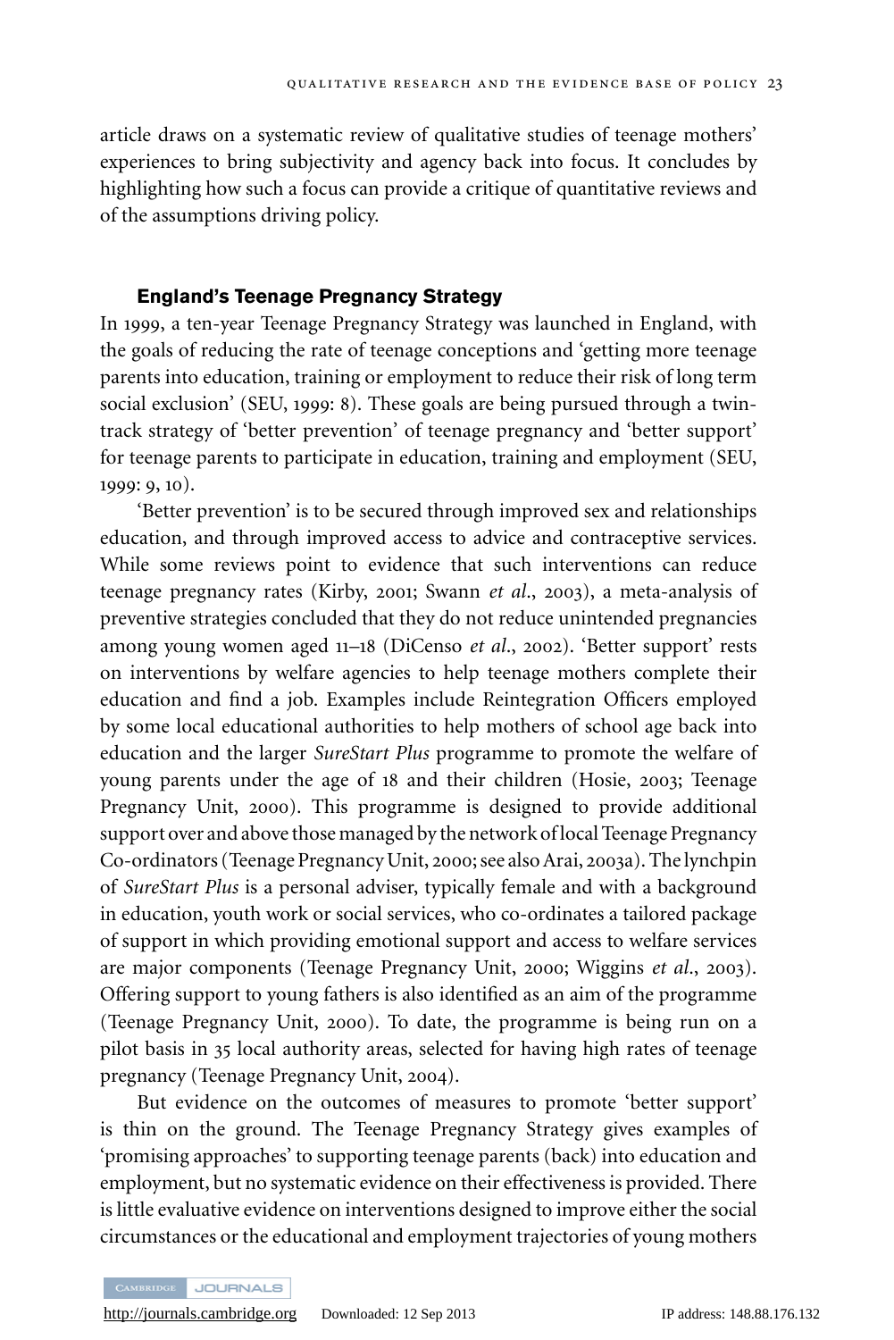article draws on a systematic review of qualitative studies of teenage mothers' experiences to bring subjectivity and agency back into focus. It concludes by highlighting how such a focus can provide a critique of quantitative reviews and of the assumptions driving policy.

## England's Teenage Pregnancy Strategy

In 1999, a ten-year Teenage Pregnancy Strategy was launched in England, with the goals of reducing the rate of teenage conceptions and 'getting more teenage parents into education, training or employment to reduce their risk of long term social exclusion' (SEU, 1999: 8). These goals are being pursued through a twin-track strategy of 'better prevention' of teenage pregnancy and 'better support' for teenage parents to participate in education, training and employment (SEU, 1999: 9, 10).

'Better prevention' is to be secured through improved sex and relationships education, and through improved access to advice and contraceptive services. While some reviews point to evidence that such interventions can reduce teenage pregnancy rates (Kirby, 2001; Swann *et al*., 2003), a meta-analysis of preventive strategies concluded that they do not reduce unintended pregnancies among young women aged 11–18 (DiCenso *et al*., 2002). 'Better support' rests on interventions by welfare agencies to help teenage mothers complete their education and find a job. Examples include Reintegration Officers employed by some local educational authorities to help mothers of school age back into education and the larger *SureStart Plus* programme to promote the welfare of young parents under the age of 18 and their children (Hosie, 2003; Teenage Pregnancy Unit, 2000). This programme is designed to provide additional support over and above those managed by the network of local Teenage Pregnancy Co-ordinators (Teenage Pregnancy Unit, 2000; see also Arai, 2003a). The lynchpin of *SureStart Plus* is a personal adviser, typically female and with a background in education, youth work or social services, who co-ordinates a tailored package of support in which providing emotional support and access to welfare services are major components (Teenage Pregnancy Unit, 2000; Wiggins *et al*., 2003). Offering support to young fathers is also identified as an aim of the programme (Teenage Pregnancy Unit, 2000). To date, the programme is being run on a pilot basis in 35 local authority areas, selected for having high rates of teenage pregnancy (Teenage Pregnancy Unit, 2004).

But evidence on the outcomes of measures to promote 'better support' is thin on the ground. The Teenage Pregnancy Strategy gives examples of 'promising approaches' to supporting teenage parents (back) into education and employment, but no systematic evidence on their effectiveness is provided. There is little evaluative evidence on interventions designed to improve either the social circumstances or the educational and employment trajectories of young mothers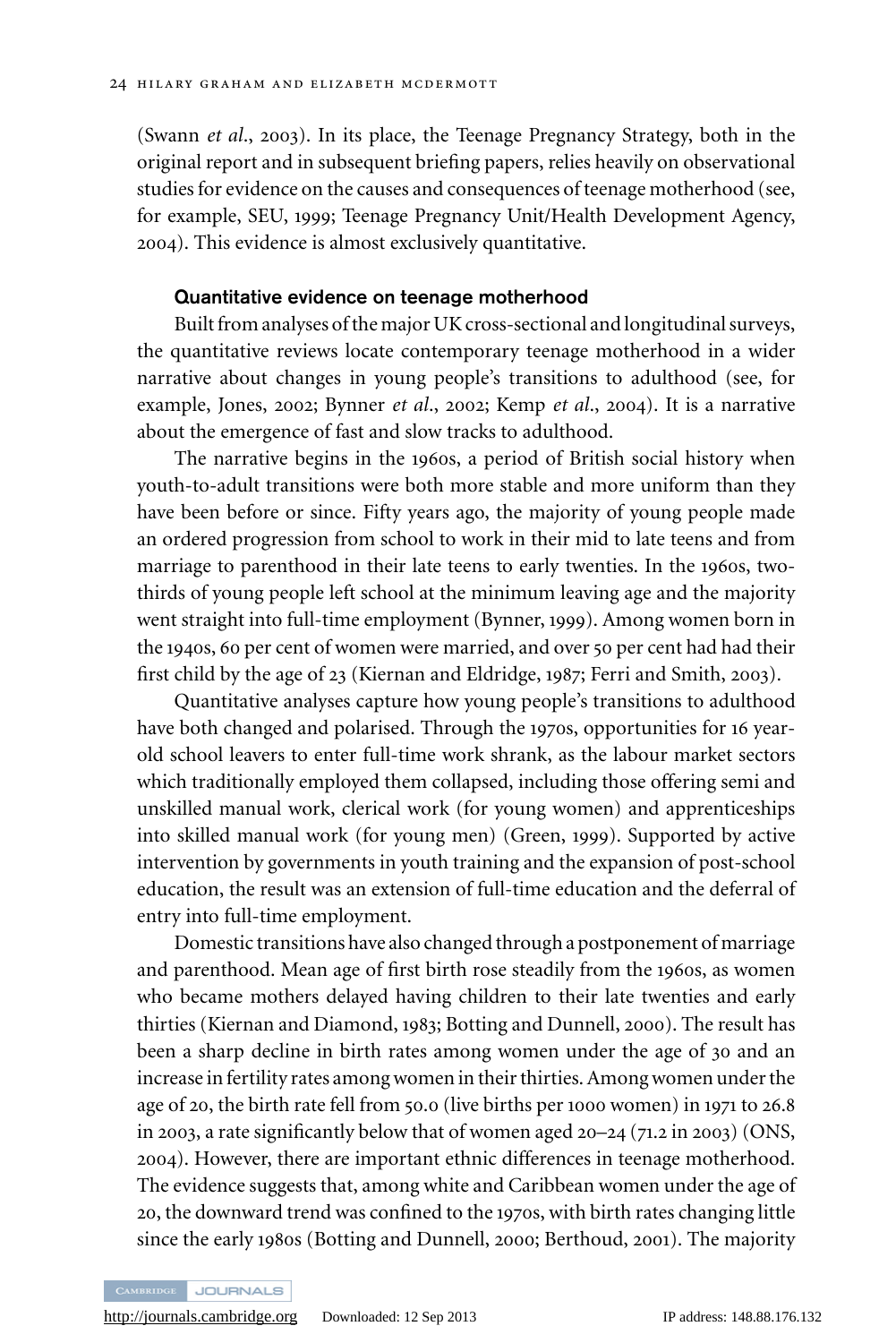(Swann *et al*., 2003). In its place, the Teenage Pregnancy Strategy, both in the original report and in subsequent briefing papers, relies heavily on observational studies for evidence on the causes and consequences of teenage motherhood (see, for example, SEU, 1999; Teenage Pregnancy Unit/Health Development Agency, 2004). This evidence is almost exclusively quantitative.

### Quantitative evidence on teenage motherhood

Built from analyses of the major UK cross-sectional and longitudinal surveys, the quantitative reviews locate contemporary teenage motherhood in a wider narrative about changes in young people's transitions to adulthood (see, for example, Jones, 2002; Bynner *et al*., 2002; Kemp *et al*., 2004). It is a narrative about the emergence of fast and slow tracks to adulthood.

The narrative begins in the 1960s, a period of British social history when youth-to-adult transitions were both more stable and more uniform than they have been before or since. Fifty years ago, the majority of young people made an ordered progression from school to work in their mid to late teens and from marriage to parenthood in their late teens to early twenties. In the 1960s, two-thirds of young people left school at the minimum leaving age and the majority went straight into full-time employment (Bynner, 1999). Among women born in the 1940s, 60 per cent of women were married, and over 50 per cent had had their first child by the age of 23 (Kiernan and Eldridge, 1987; Ferri and Smith, 2003).

Quantitative analyses capture how young people's transitions to adulthood have both changed and polarised. Through the 1970s, opportunities for 16 year-old school leavers to enter full-time work shrank, as the labour market sectors which traditionally employed them collapsed, including those offering semi and unskilled manual work, clerical work (for young women) and apprenticeships into skilled manual work (for young men) (Green, 1999). Supported by active intervention by governments in youth training and the expansion of post-school education, the result was an extension of full-time education and the deferral of entry into full-time employment.

Domestic transitions have also changed through a postponement of marriage and parenthood. Mean age of first birth rose steadily from the 1960s, as women who became mothers delayed having children to their late twenties and early thirties (Kiernan and Diamond, 1983; Botting and Dunnell, 2000). The result has been a sharp decline in birth rates among women under the age of 30 and an increase in fertility rates among women in their thirties. Among women under the age of 20, the birth rate fell from 50.0 (live births per 1000 women) in 1971 to 26.8 in 2003, a rate significantly below that of women aged 20–24 (71.2 in 2003) (ONS, 2004). However, there are important ethnic differences in teenage motherhood. The evidence suggests that, among white and Caribbean women under the age of 20, the downward trend was confined to the 1970s, with birth rates changing little since the early 1980s (Botting and Dunnell, 2000; Berthoud, 2001). The majority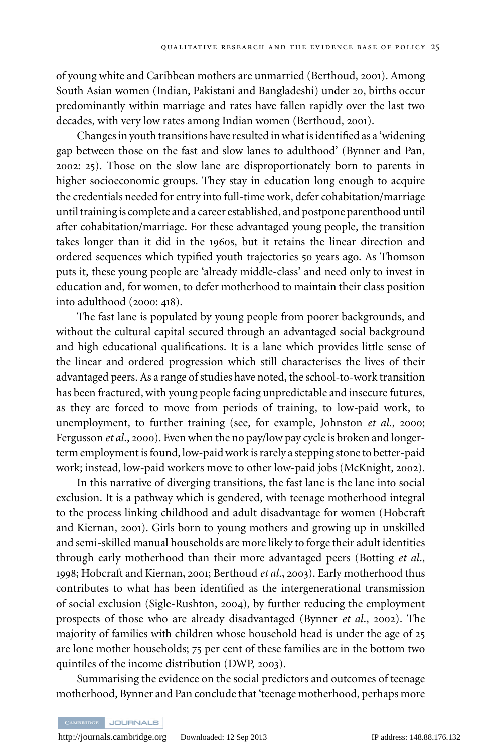of young white and Caribbean mothers are unmarried (Berthoud, 2001). Among South Asian women (Indian, Pakistani and Bangladeshi) under 20, births occur predominantly within marriage and rates have fallen rapidly over the last two decades, with very low rates among Indian women (Berthoud, 2001).

Changes in youth transitions have resulted in what is identified as a 'widening gap between those on the fast and slow lanes to adulthood' (Bynner and Pan, 2002: 25). Those on the slow lane are disproportionately born to parents in higher socioeconomic groups. They stay in education long enough to acquire the credentials needed for entry into full-time work, defer cohabitation/marriage until training is complete and a career established, and postpone parenthood until after cohabitation/marriage. For these advantaged young people, the transition takes longer than it did in the 1960s, but it retains the linear direction and ordered sequences which typified youth trajectories 50 years ago. As Thomson puts it, these young people are 'already middle-class' and need only to invest in education and, for women, to defer motherhood to maintain their class position into adulthood (2000: 418).

The fast lane is populated by young people from poorer backgrounds, and without the cultural capital secured through an advantaged social background and high educational qualifications. It is a lane which provides little sense of the linear and ordered progression which still characterises the lives of their advantaged peers. As a range of studies have noted, the school-to-work transition has been fractured, with young people facing unpredictable and insecure futures, as they are forced to move from periods of training, to low-paid work, to unemployment, to further training (see, for example, Johnston *et al.*, 2000; Fergusson *et al.*, 2000). Even when the no pay/low pay cycle is broken and longer-term employment is found, low-paid work is rarely a stepping stone to better-paid work; instead, low-paid workers move to other low-paid jobs (McKnight, 2002).

In this narrative of diverging transitions, the fast lane is the lane into social exclusion. It is a pathway which is gendered, with teenage motherhood integral to the process linking childhood and adult disadvantage for women (Hobcraft and Kiernan, 2001). Girls born to young mothers and growing up in unskilled and semi-skilled manual households are more likely to forge their adult identities through early motherhood than their more advantaged peers (Botting *et al.*, 1998; Hobcraft and Kiernan, 2001; Berthoud *et al.*, 2003). Early motherhood thus contributes to what has been identified as the intergenerational transmission of social exclusion (Sigle-Rushton, 2004), by further reducing the employment prospects of those who are already disadvantaged (Bynner *et al.*, 2002). The majority of families with children whose household head is under the age of 25 are lone mother households; 75 per cent of these families are in the bottom two quintiles of the income distribution (DWP, 2003).

Summarising the evidence on the social predictors and outcomes of teenage motherhood, Bynner and Pan conclude that 'teenage motherhood, perhaps more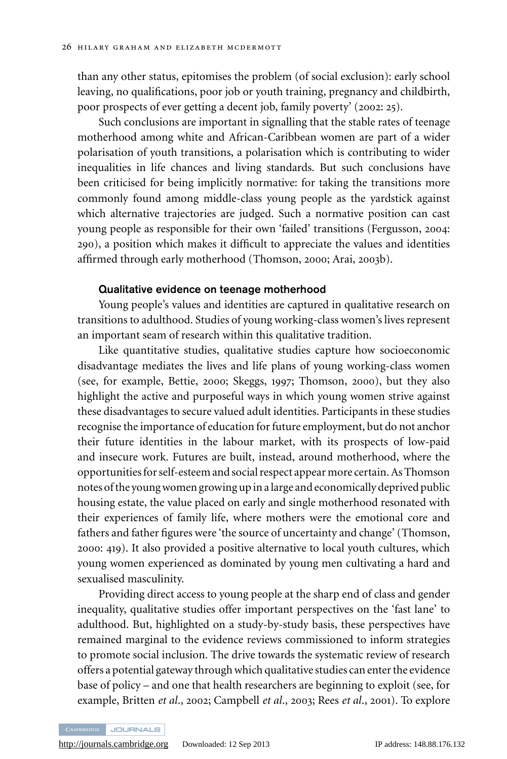than any other status, epitomises the problem (of social exclusion): early school leaving, no qualifications, poor job or youth training, pregnancy and childbirth, poor prospects of ever getting a decent job, family poverty' (2002: 25).

Such conclusions are important in signalling that the stable rates of teenage motherhood among white and African-Caribbean women are part of a wider polarisation of youth transitions, a polarisation which is contributing to wider inequalities in life chances and living standards. But such conclusions have been criticised for being implicitly normative: for taking the transitions more commonly found among middle-class young people as the yardstick against which alternative trajectories are judged. Such a normative position can cast young people as responsible for their own 'failed' transitions (Fergusson, 2004: 290), a position which makes it difficult to appreciate the values and identities affirmed through early motherhood (Thomson, 2000; Arai, 2003b).

### Qualitative evidence on teenage motherhood

Young people's values and identities are captured in qualitative research on transitions to adulthood. Studies of young working-class women's lives represent an important seam of research within this qualitative tradition.

Like quantitative studies, qualitative studies capture how socioeconomic disadvantage mediates the lives and life plans of young working-class women (see, for example, Bettie, 2000; Skeggs, 1997; Thomson, 2000), but they also highlight the active and purposeful ways in which young women strive against these disadvantages to secure valued adult identities. Participants in these studies recognise the importance of education for future employment, but do not anchor their future identities in the labour market, with its prospects of low-paid and insecure work. Futures are built, instead, around motherhood, where the opportunities for self-esteem and social respect appear more certain. As Thomson notes of the young women growing up in a large and economically deprived public housing estate, the value placed on early and single motherhood resonated with their experiences of family life, where mothers were the emotional core and fathers and father figures were 'the source of uncertainty and change' (Thomson, 2000: 419). It also provided a positive alternative to local youth cultures, which young women experienced as dominated by young men cultivating a hard and sexualised masculinity.

Providing direct access to young people at the sharp end of class and gender inequality, qualitative studies offer important perspectives on the 'fast lane' to adulthood. But, highlighted on a study-by-study basis, these perspectives have remained marginal to the evidence reviews commissioned to inform strategies to promote social inclusion. The drive towards the systematic review of research offers a potential gateway through which qualitative studies can enter the evidence base of policy – and one that health researchers are beginning to exploit (see, for example, Britten *et al*., 2002; Campbell *et al*., 2003; Rees *et al*., 2001). To explore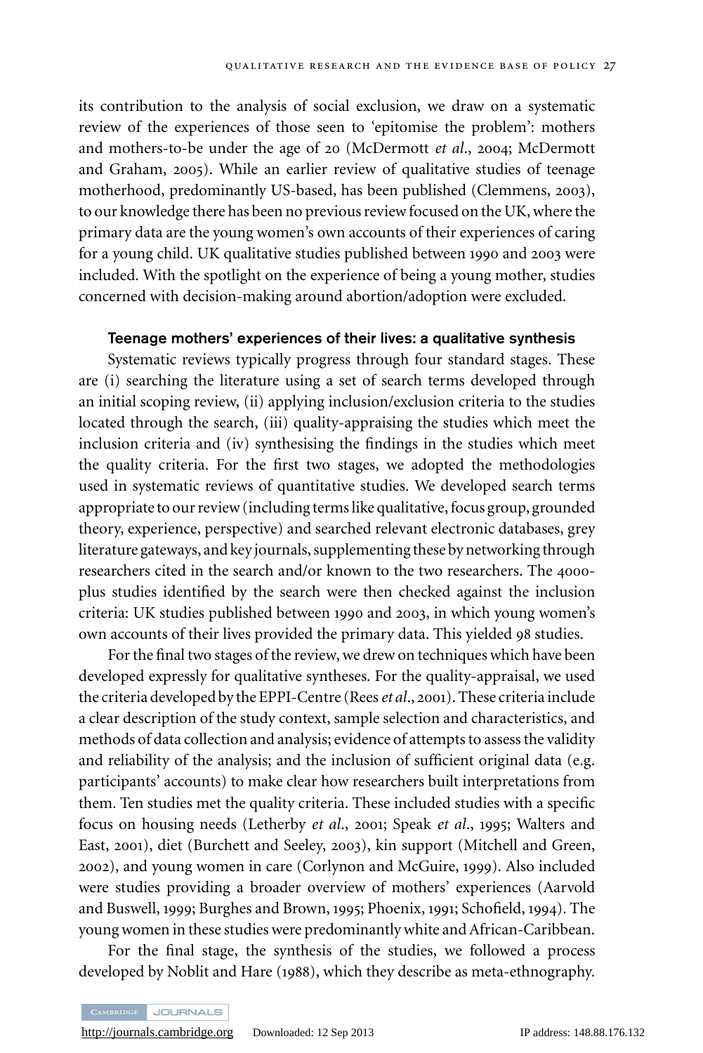its contribution to the analysis of social exclusion, we draw on a systematic review of the experiences of those seen to 'epitomise the problem': mothers and mothers-to-be under the age of 20 (McDermott *et al.*, 2004; McDermott and Graham, 2005). While an earlier review of qualitative studies of teenage motherhood, predominantly US-based, has been published (Clemmens, 2003), to our knowledge there has been no previous review focused on the UK, where the primary data are the young women's own accounts of their experiences of caring for a young child. UK qualitative studies published between 1990 and 2003 were included. With the spotlight on the experience of being a young mother, studies concerned with decision-making around abortion/adoption were excluded.

### Teenage mothers' experiences of their lives: a qualitative synthesis

Systematic reviews typically progress through four standard stages. These are (i) searching the literature using a set of search terms developed through an initial scoping review, (ii) applying inclusion/exclusion criteria to the studies located through the search, (iii) quality-appraising the studies which meet the inclusion criteria and (iv) synthesising the findings in the studies which meet the quality criteria. For the first two stages, we adopted the methodologies used in systematic reviews of quantitative studies. We developed search terms appropriate to our review (including terms like qualitative, focus group, grounded theory, experience, perspective) and searched relevant electronic databases, grey literature gateways, and key journals, supplementing these by networking through researchers cited in the search and/or known to the two researchers. The 4000-plus studies identified by the search were then checked against the inclusion criteria: UK studies published between 1990 and 2003, in which young women's own accounts of their lives provided the primary data. This yielded 98 studies.

For the final two stages of the review, we drew on techniques which have been developed expressly for qualitative syntheses. For the quality-appraisal, we used the criteria developed by the EPPI-Centre (Rees *et al.*, 2001). These criteria include a clear description of the study context, sample selection and characteristics, and methods of data collection and analysis; evidence of attempts to assess the validity and reliability of the analysis; and the inclusion of sufficient original data (e.g. participants' accounts) to make clear how researchers built interpretations from them. Ten studies met the quality criteria. These included studies with a specific focus on housing needs (Letherby *et al.*, 2001; Speak *et al.*, 1995; Walters and East, 2001), diet (Burchett and Seeley, 2003), kin support (Mitchell and Green, 2002), and young women in care (Corlynon and McGuire, 1999). Also included were studies providing a broader overview of mothers' experiences (Aarvold and Buswell, 1999; Burghes and Brown, 1995; Phoenix, 1991; Schofield, 1994). The young women in these studies were predominantly white and African-Caribbean.

For the final stage, the synthesis of the studies, we followed a process developed by Noblit and Hare (1988), which they describe as meta-ethnography.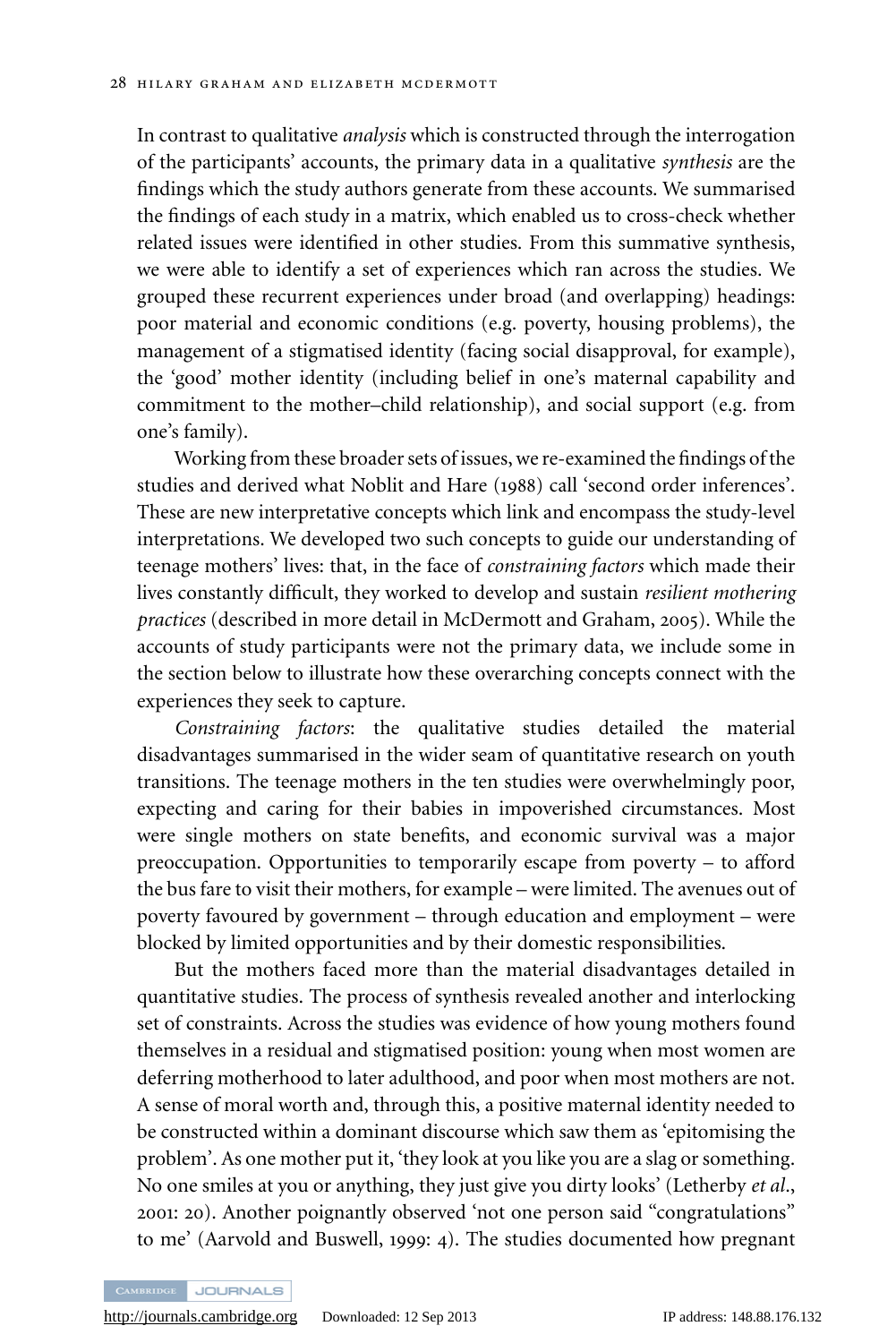In contrast to qualitative *analysis* which is constructed through the interrogation of the participants' accounts, the primary data in a qualitative *synthesis* are the findings which the study authors generate from these accounts. We summarised the findings of each study in a matrix, which enabled us to cross-check whether related issues were identified in other studies. From this summative synthesis, we were able to identify a set of experiences which ran across the studies. We grouped these recurrent experiences under broad (and overlapping) headings: poor material and economic conditions (e.g. poverty, housing problems), the management of a stigmatised identity (facing social disapproval, for example), the 'good' mother identity (including belief in one's maternal capability and commitment to the mother–child relationship), and social support (e.g. from one's family).

Working from these broader sets of issues, we re-examined the findings of the studies and derived what Noblit and Hare (1988) call 'second order inferences'. These are new interpretative concepts which link and encompass the study-level interpretations. We developed two such concepts to guide our understanding of teenage mothers' lives: that, in the face of *constraining factors* which made their lives constantly difficult, they worked to develop and sustain *resilient mothering practices* (described in more detail in McDermott and Graham, 2005). While the accounts of study participants were not the primary data, we include some in the section below to illustrate how these overarching concepts connect with the experiences they seek to capture.

*Constraining factors*: the qualitative studies detailed the material disadvantages summarised in the wider seam of quantitative research on youth transitions. The teenage mothers in the ten studies were overwhelmingly poor, expecting and caring for their babies in impoverished circumstances. Most were single mothers on state benefits, and economic survival was a major preoccupation. Opportunities to temporarily escape from poverty – to afford the bus fare to visit their mothers, for example – were limited. The avenues out of poverty favoured by government – through education and employment – were blocked by limited opportunities and by their domestic responsibilities.

But the mothers faced more than the material disadvantages detailed in quantitative studies. The process of synthesis revealed another and interlocking set of constraints. Across the studies was evidence of how young mothers found themselves in a residual and stigmatised position: young when most women are deferring motherhood to later adulthood, and poor when most mothers are not. A sense of moral worth and, through this, a positive maternal identity needed to be constructed within a dominant discourse which saw them as 'epitomising the problem'. As one mother put it, 'they look at you like you are a slag or something. No one smiles at you or anything, they just give you dirty looks' (Letherby *et al.*, 2001: 20). Another poignantly observed 'not one person said "congratulations" to me' (Aarvold and Buswell, 1999: 4). The studies documented how pregnant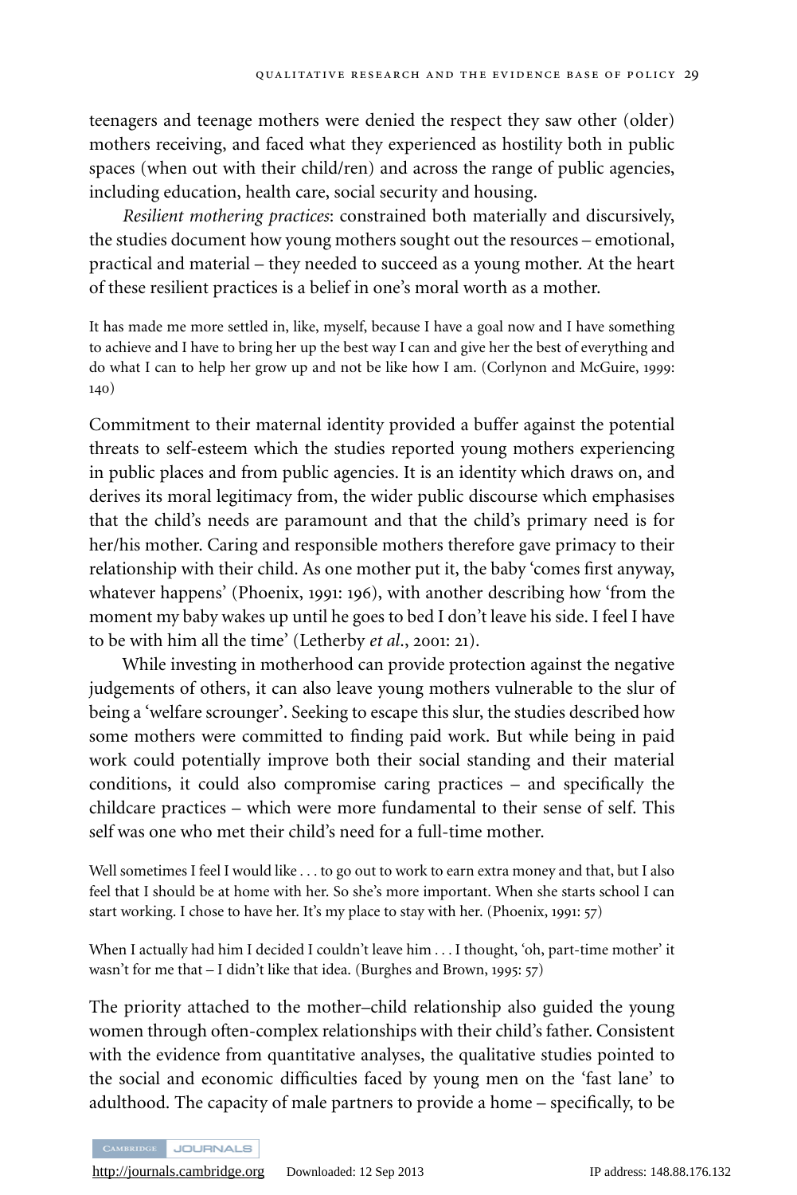teenagers and teenage mothers were denied the respect they saw other (older) mothers receiving, and faced what they experienced as hostility both in public spaces (when out with their child/ren) and across the range of public agencies, including education, health care, social security and housing.

*Resilient mothering practices*: constrained both materially and discursively, the studies document how young mothers sought out the resources – emotional, practical and material – they needed to succeed as a young mother. At the heart of these resilient practices is a belief in one's moral worth as a mother.

> It has made me more settled in, like, myself, because I have a goal now and I have something to achieve and I have to bring her up the best way I can and give her the best of everything and do what I can to help her grow up and not be like how I am. (Corlynon and McGuire, 1999: 140)

Commitment to their maternal identity provided a buffer against the potential threats to self-esteem which the studies reported young mothers experiencing in public places and from public agencies. It is an identity which draws on, and derives its moral legitimacy from, the wider public discourse which emphasises that the child's needs are paramount and that the child's primary need is for her/his mother. Caring and responsible mothers therefore gave primacy to their relationship with their child. As one mother put it, the baby 'comes first anyway, whatever happens' (Phoenix, 1991: 196), with another describing how 'from the moment my baby wakes up until he goes to bed I don't leave his side. I feel I have to be with him all the time' (Letherby *et al*., 2001: 21).

While investing in motherhood can provide protection against the negative judgements of others, it can also leave young mothers vulnerable to the slur of being a 'welfare scrounger'. Seeking to escape this slur, the studies described how some mothers were committed to finding paid work. But while being in paid work could potentially improve both their social standing and their material conditions, it could also compromise caring practices – and specifically the childcare practices – which were more fundamental to their sense of self. This self was one who met their child's need for a full-time mother.

> Well sometimes I feel I would like . . . to go out to work to earn extra money and that, but I also feel that I should be at home with her. So she's more important. When she starts school I can start working. I chose to have her. It's my place to stay with her. (Phoenix, 1991: 57)

> When I actually had him I decided I couldn't leave him . . . I thought, 'oh, part-time mother' it wasn't for me that – I didn't like that idea. (Burghes and Brown, 1995: 57)

The priority attached to the mother–child relationship also guided the young women through often-complex relationships with their child's father. Consistent with the evidence from quantitative analyses, the qualitative studies pointed to the social and economic difficulties faced by young men on the 'fast lane' to adulthood. The capacity of male partners to provide a home – specifically, to be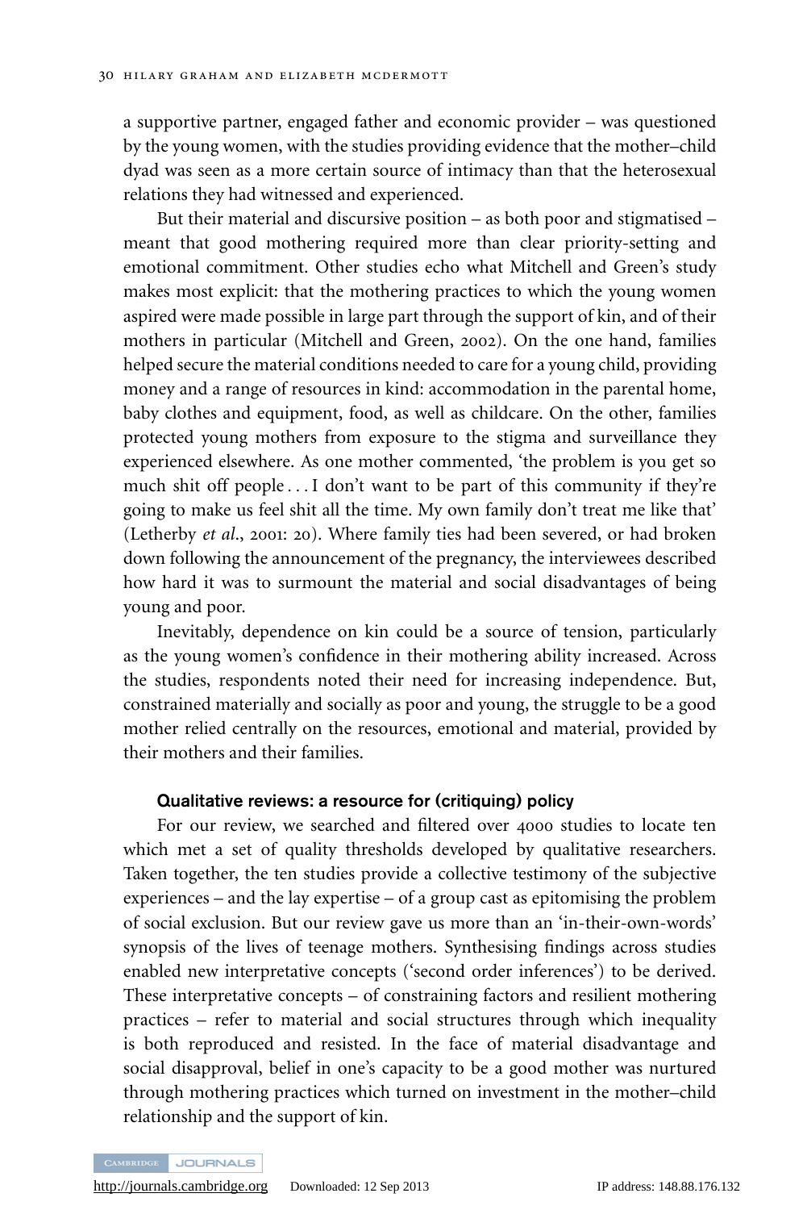a supportive partner, engaged father and economic provider – was questioned by the young women, with the studies providing evidence that the mother–child dyad was seen as a more certain source of intimacy than that the heterosexual relations they had witnessed and experienced.

But their material and discursive position – as both poor and stigmatised – meant that good mothering required more than clear priority-setting and emotional commitment. Other studies echo what Mitchell and Green's study makes most explicit: that the mothering practices to which the young women aspired were made possible in large part through the support of kin, and of their mothers in particular (Mitchell and Green, 2002). On the one hand, families helped secure the material conditions needed to care for a young child, providing money and a range of resources in kind: accommodation in the parental home, baby clothes and equipment, food, as well as childcare. On the other, families protected young mothers from exposure to the stigma and surveillance they experienced elsewhere. As one mother commented, 'the problem is you get so much shit off people . . . I don't want to be part of this community if they're going to make us feel shit all the time. My own family don't treat me like that' (Letherby *et al*., 2001: 20). Where family ties had been severed, or had broken down following the announcement of the pregnancy, the interviewees described how hard it was to surmount the material and social disadvantages of being young and poor.

Inevitably, dependence on kin could be a source of tension, particularly as the young women's confidence in their mothering ability increased. Across the studies, respondents noted their need for increasing independence. But, constrained materially and socially as poor and young, the struggle to be a good mother relied centrally on the resources, emotional and material, provided by their mothers and their families.

### Qualitative reviews: a resource for (critiquing) policy

For our review, we searched and filtered over 4000 studies to locate ten which met a set of quality thresholds developed by qualitative researchers. Taken together, the ten studies provide a collective testimony of the subjective experiences – and the lay expertise – of a group cast as epitomising the problem of social exclusion. But our review gave us more than an 'in-their-own-words' synopsis of the lives of teenage mothers. Synthesising findings across studies enabled new interpretative concepts ('second order inferences') to be derived. These interpretative concepts – of constraining factors and resilient mothering practices – refer to material and social structures through which inequality is both reproduced and resisted. In the face of material disadvantage and social disapproval, belief in one's capacity to be a good mother was nurtured through mothering practices which turned on investment in the mother–child relationship and the support of kin.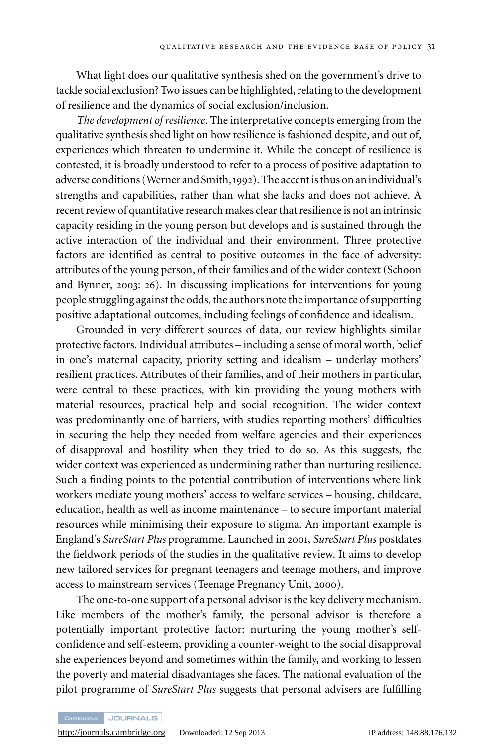What light does our qualitative synthesis shed on the government's drive to tackle social exclusion? Two issues can be highlighted, relating to the development of resilience and the dynamics of social exclusion/inclusion.

*The development of resilience*. The interpretative concepts emerging from the qualitative synthesis shed light on how resilience is fashioned despite, and out of, experiences which threaten to undermine it. While the concept of resilience is contested, it is broadly understood to refer to a process of positive adaptation to adverse conditions (Werner and Smith, 1992). The accent is thus on an individual's strengths and capabilities, rather than what she lacks and does not achieve. A recent review of quantitative research makes clear that resilience is not an intrinsic capacity residing in the young person but develops and is sustained through the active interaction of the individual and their environment. Three protective factors are identified as central to positive outcomes in the face of adversity: attributes of the young person, of their families and of the wider context (Schoon and Bynner, 2003: 26). In discussing implications for interventions for young people struggling against the odds, the authors note the importance of supporting positive adaptational outcomes, including feelings of confidence and idealism.

Grounded in very different sources of data, our review highlights similar protective factors. Individual attributes – including a sense of moral worth, belief in one's maternal capacity, priority setting and idealism – underlay mothers' resilient practices. Attributes of their families, and of their mothers in particular, were central to these practices, with kin providing the young mothers with material resources, practical help and social recognition. The wider context was predominantly one of barriers, with studies reporting mothers' difficulties in securing the help they needed from welfare agencies and their experiences of disapproval and hostility when they tried to do so. As this suggests, the wider context was experienced as undermining rather than nurturing resilience. Such a finding points to the potential contribution of interventions where link workers mediate young mothers' access to welfare services – housing, childcare, education, health as well as income maintenance – to secure important material resources while minimising their exposure to stigma. An important example is England's *SureStart Plus* programme. Launched in 2001, *SureStart Plus* postdates the fieldwork periods of the studies in the qualitative review. It aims to develop new tailored services for pregnant teenagers and teenage mothers, and improve access to mainstream services (Teenage Pregnancy Unit, 2000).

The one-to-one support of a personal advisor is the key delivery mechanism. Like members of the mother's family, the personal advisor is therefore a potentially important protective factor: nurturing the young mother's self-confidence and self-esteem, providing a counter-weight to the social disapproval she experiences beyond and sometimes within the family, and working to lessen the poverty and material disadvantages she faces. The national evaluation of the pilot programme of *SureStart Plus* suggests that personal advisers are fulfilling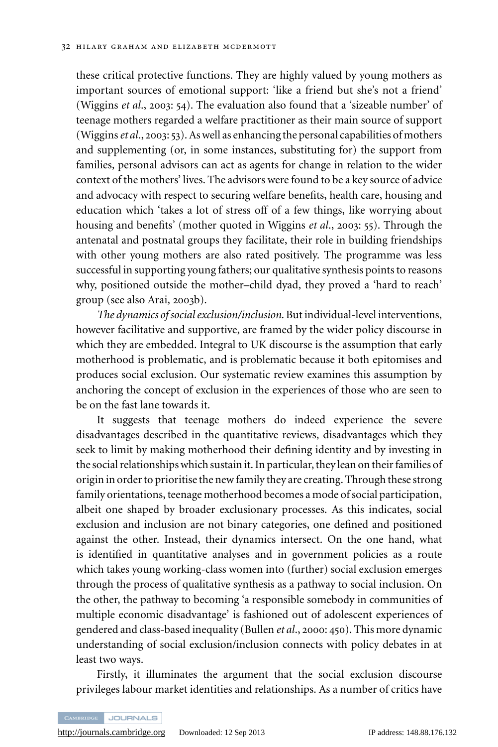these critical protective functions. They are highly valued by young mothers as important sources of emotional support: 'like a friend but she's not a friend' (Wiggins *et al.*, 2003: 54). The evaluation also found that a 'sizeable number' of teenage mothers regarded a welfare practitioner as their main source of support (Wiggins *et al.*, 2003: 53). As well as enhancing the personal capabilities of mothers and supplementing (or, in some instances, substituting for) the support from families, personal advisors can act as agents for change in relation to the wider context of the mothers' lives. The advisors were found to be a key source of advice and advocacy with respect to securing welfare benefits, health care, housing and education which 'takes a lot of stress off of a few things, like worrying about housing and benefits' (mother quoted in Wiggins *et al.*, 2003: 55). Through the antenatal and postnatal groups they facilitate, their role in building friendships with other young mothers are also rated positively. The programme was less successful in supporting young fathers; our qualitative synthesis points to reasons why, positioned outside the mother–child dyad, they proved a 'hard to reach' group (see also Arai, 2003b).

*The dynamics of social exclusion/inclusion.* But individual-level interventions, however facilitative and supportive, are framed by the wider policy discourse in which they are embedded. Integral to UK discourse is the assumption that early motherhood is problematic, and is problematic because it both epitomises and produces social exclusion. Our systematic review examines this assumption by anchoring the concept of exclusion in the experiences of those who are seen to be on the fast lane towards it.

It suggests that teenage mothers do indeed experience the severe disadvantages described in the quantitative reviews, disadvantages which they seek to limit by making motherhood their defining identity and by investing in the social relationships which sustain it. In particular, they lean on their families of origin in order to prioritise the new family they are creating. Through these strong family orientations, teenage motherhood becomes a mode of social participation, albeit one shaped by broader exclusionary processes. As this indicates, social exclusion and inclusion are not binary categories, one defined and positioned against the other. Instead, their dynamics intersect. On the one hand, what is identified in quantitative analyses and in government policies as a route which takes young working-class women into (further) social exclusion emerges through the process of qualitative synthesis as a pathway to social inclusion. On the other, the pathway to becoming 'a responsible somebody in communities of multiple economic disadvantage' is fashioned out of adolescent experiences of gendered and class-based inequality (Bullen *et al.*, 2000: 450). This more dynamic understanding of social exclusion/inclusion connects with policy debates in at least two ways.

Firstly, it illuminates the argument that the social exclusion discourse privileges labour market identities and relationships. As a number of critics have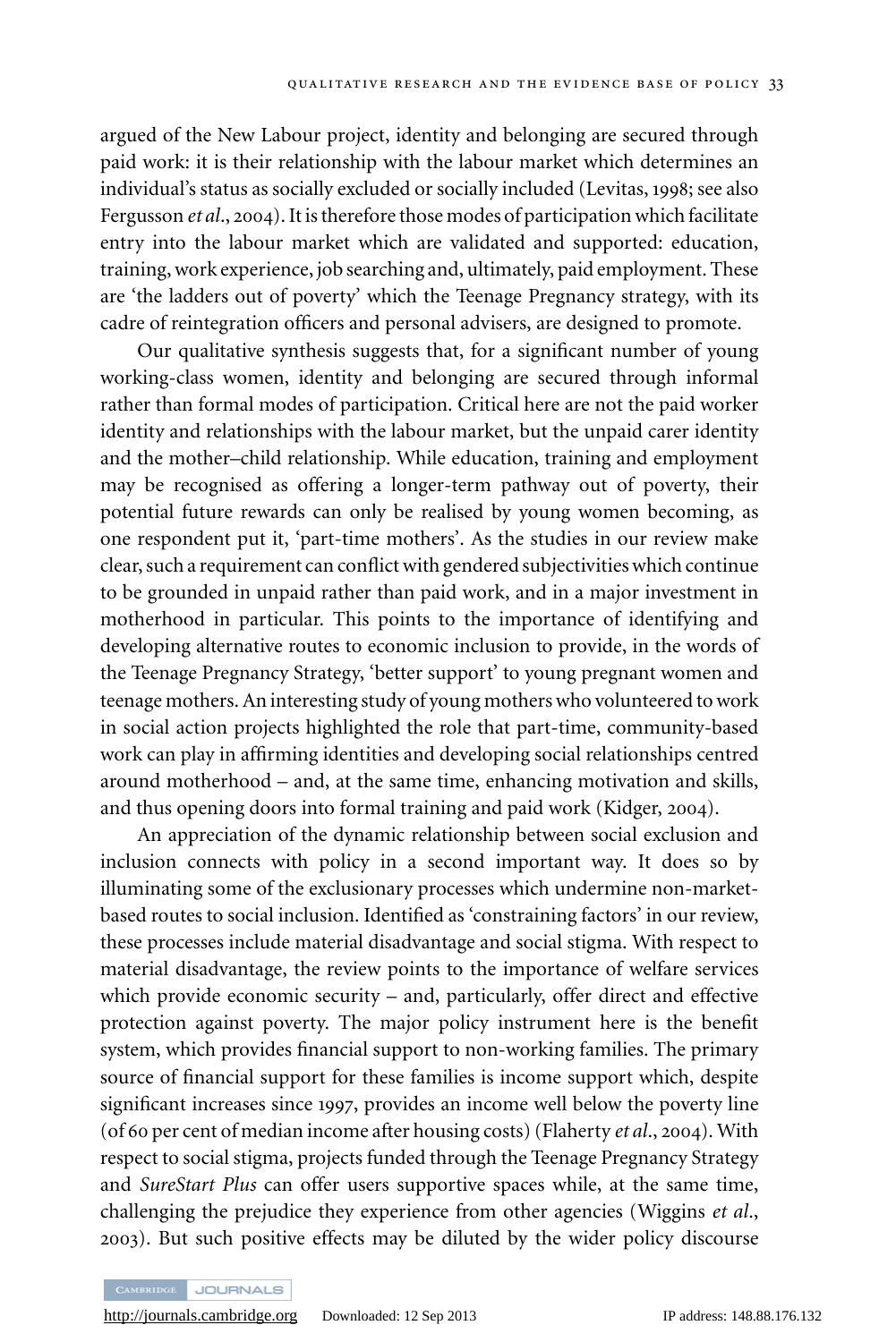argued of the New Labour project, identity and belonging are secured through paid work: it is their relationship with the labour market which determines an individual's status as socially excluded or socially included (Levitas, 1998; see also Fergusson *et al.*, 2004). It is therefore those modes of participation which facilitate entry into the labour market which are validated and supported: education, training, work experience, job searching and, ultimately, paid employment. These are 'the ladders out of poverty' which the Teenage Pregnancy strategy, with its cadre of reintegration officers and personal advisers, are designed to promote.

Our qualitative synthesis suggests that, for a significant number of young working-class women, identity and belonging are secured through informal rather than formal modes of participation. Critical here are not the paid worker identity and relationships with the labour market, but the unpaid carer identity and the mother–child relationship. While education, training and employment may be recognised as offering a longer-term pathway out of poverty, their potential future rewards can only be realised by young women becoming, as one respondent put it, 'part-time mothers'. As the studies in our review make clear, such a requirement can conflict with gendered subjectivities which continue to be grounded in unpaid rather than paid work, and in a major investment in motherhood in particular. This points to the importance of identifying and developing alternative routes to economic inclusion to provide, in the words of the Teenage Pregnancy Strategy, 'better support' to young pregnant women and teenage mothers. An interesting study of young mothers who volunteered to work in social action projects highlighted the role that part-time, community-based work can play in affirming identities and developing social relationships centred around motherhood – and, at the same time, enhancing motivation and skills, and thus opening doors into formal training and paid work (Kidger, 2004).

An appreciation of the dynamic relationship between social exclusion and inclusion connects with policy in a second important way. It does so by illuminating some of the exclusionary processes which undermine non-market-based routes to social inclusion. Identified as 'constraining factors' in our review, these processes include material disadvantage and social stigma. With respect to material disadvantage, the review points to the importance of welfare services which provide economic security – and, particularly, offer direct and effective protection against poverty. The major policy instrument here is the benefit system, which provides financial support to non-working families. The primary source of financial support for these families is income support which, despite significant increases since 1997, provides an income well below the poverty line (of 60 per cent of median income after housing costs) (Flaherty *et al.*, 2004). With respect to social stigma, projects funded through the Teenage Pregnancy Strategy and *SureStart Plus* can offer users supportive spaces while, at the same time, challenging the prejudice they experience from other agencies (Wiggins *et al.*, 2003). But such positive effects may be diluted by the wider policy discourse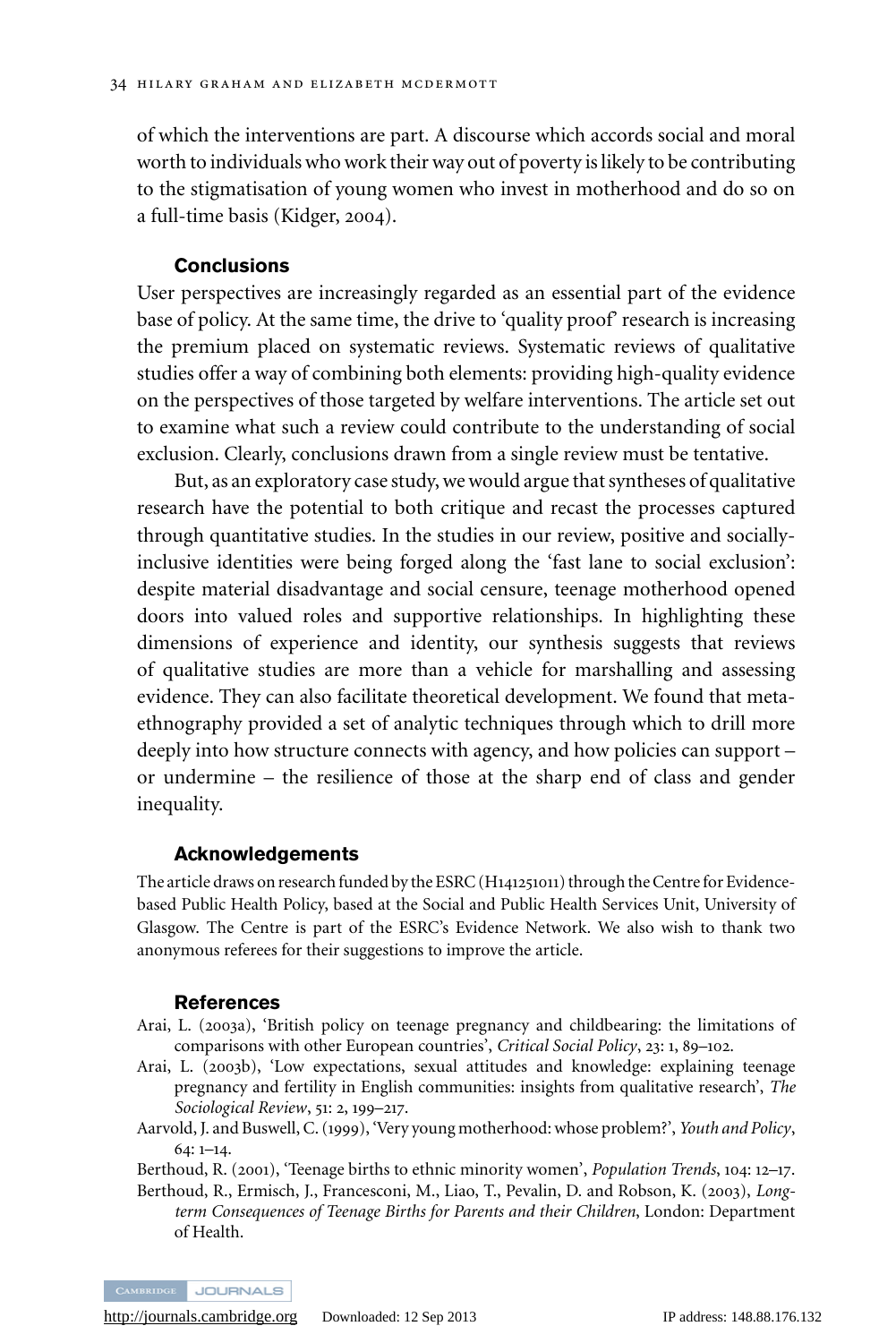of which the interventions are part. A discourse which accords social and moral worth to individuals who work their way out of poverty is likely to be contributing to the stigmatisation of young women who invest in motherhood and do so on a full-time basis (Kidger, 2004).

## Conclusions

User perspectives are increasingly regarded as an essential part of the evidence base of policy. At the same time, the drive to 'quality proof' research is increasing the premium placed on systematic reviews. Systematic reviews of qualitative studies offer a way of combining both elements: providing high-quality evidence on the perspectives of those targeted by welfare interventions. The article set out to examine what such a review could contribute to the understanding of social exclusion. Clearly, conclusions drawn from a single review must be tentative.

But, as an exploratory case study, we would argue that syntheses of qualitative research have the potential to both critique and recast the processes captured through quantitative studies. In the studies in our review, positive and socially-inclusive identities were being forged along the 'fast lane to social exclusion': despite material disadvantage and social censure, teenage motherhood opened doors into valued roles and supportive relationships. In highlighting these dimensions of experience and identity, our synthesis suggests that reviews of qualitative studies are more than a vehicle for marshalling and assessing evidence. They can also facilitate theoretical development. We found that meta-ethnography provided a set of analytic techniques through which to drill more deeply into how structure connects with agency, and how policies can support – or undermine – the resilience of those at the sharp end of class and gender inequality.

## Acknowledgements

The article draws on research funded by the ESRC (H141251011) through the Centre for Evidence-based Public Health Policy, based at the Social and Public Health Services Unit, University of Glasgow. The Centre is part of the ESRC's Evidence Network. We also wish to thank two anonymous referees for their suggestions to improve the article.

## References

Arai, L. (2003a), 'British policy on teenage pregnancy and childbearing: the limitations of comparisons with other European countries', *Critical Social Policy*, 23: 1, 89–102.

Arai, L. (2003b), 'Low expectations, sexual attitudes and knowledge: explaining teenage pregnancy and fertility in English communities: insights from qualitative research', *The Sociological Review*, 51: 2, 199–217.

Aarvold, J. and Buswell, C. (1999), 'Very young motherhood: whose problem?', *Youth and Policy*, 64: 1–14.

Berthoud, R. (2001), 'Teenage births to ethnic minority women', *Population Trends*, 104: 12–17.

Berthoud, R., Ermisch, J., Francesconi, M., Liao, T., Pevalin, D. and Robson, K. (2003), *Long-term Consequences of Teenage Births for Parents and their Children*, London: Department of Health.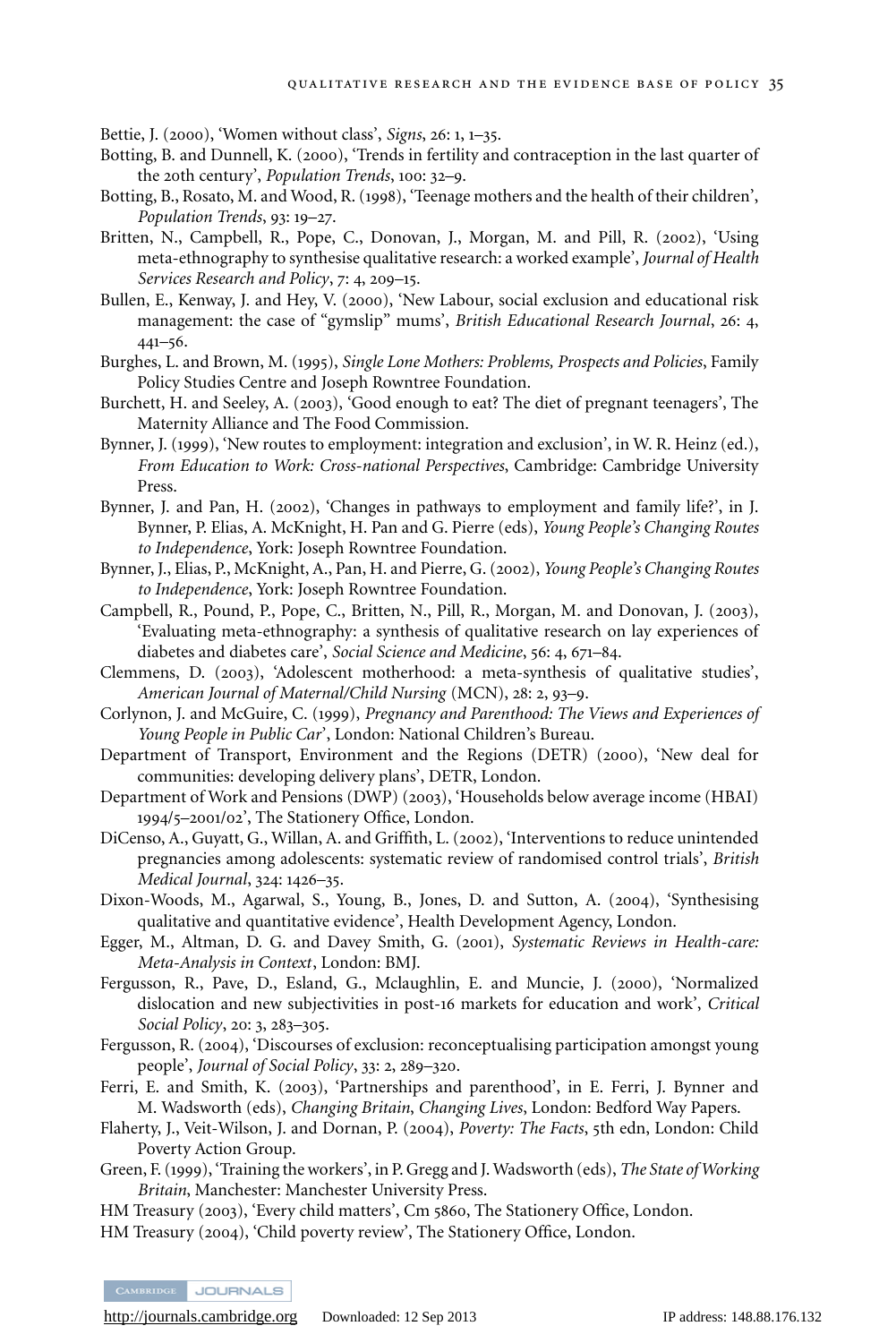Bettie, J. (2000), 'Women without class', *Signs*, 26: 1, 1–35.

Botting, B. and Dunnell, K. (2000), 'Trends in fertility and contraception in the last quarter of the 20th century', *Population Trends*, 100: 32–9.

Botting, B., Rosato, M. and Wood, R. (1998), 'Teenage mothers and the health of their children', *Population Trends*, 93: 19–27.

Britten, N., Campbell, R., Pope, C., Donovan, J., Morgan, M. and Pill, R. (2002), 'Using meta-ethnography to synthesise qualitative research: a worked example', *Journal of Health Services Research and Policy*, 7: 4, 209–15.

Bullen, E., Kenway, J. and Hey, V. (2000), 'New Labour, social exclusion and educational risk management: the case of "gymslip" mums', *British Educational Research Journal*, 26: 4, 441–56.

Burghes, L. and Brown, M. (1995), *Single Lone Mothers: Problems, Prospects and Policies*, Family Policy Studies Centre and Joseph Rowntree Foundation.

Burchett, H. and Seeley, A. (2003), 'Good enough to eat? The diet of pregnant teenagers', The Maternity Alliance and The Food Commission.

Bynner, J. (1999), 'New routes to employment: integration and exclusion', in W. R. Heinz (ed.), *From Education to Work: Cross-national Perspectives*, Cambridge: Cambridge University Press.

Bynner, J. and Pan, H. (2002), 'Changes in pathways to employment and family life?', in J. Bynner, P. Elias, A. McKnight, H. Pan and G. Pierre (eds), *Young People's Changing Routes to Independence*, York: Joseph Rowntree Foundation.

Bynner, J., Elias, P., McKnight, A., Pan, H. and Pierre, G. (2002), *Young People's Changing Routes to Independence*, York: Joseph Rowntree Foundation.

Campbell, R., Pound, P., Pope, C., Britten, N., Pill, R., Morgan, M. and Donovan, J. (2003), 'Evaluating meta-ethnography: a synthesis of qualitative research on lay experiences of diabetes and diabetes care', *Social Science and Medicine*, 56: 4, 671–84.

Clemmens, D. (2003), 'Adolescent motherhood: a meta-synthesis of qualitative studies', *American Journal of Maternal/Child Nursing* (MCN), 28: 2, 93–9.

Corlynon, J. and McGuire, C. (1999), *Pregnancy and Parenthood: The Views and Experiences of Young People in Public Car*', London: National Children's Bureau.

Department of Transport, Environment and the Regions (DETR) (2000), 'New deal for communities: developing delivery plans', DETR, London.

Department of Work and Pensions (DWP) (2003), 'Households below average income (HBAI) 1994/5–2001/02', The Stationery Office, London.

DiCenso, A., Guyatt, G., Willan, A. and Griffith, L. (2002), 'Interventions to reduce unintended pregnancies among adolescents: systematic review of randomised control trials', *British Medical Journal*, 324: 1426–35.

Dixon-Woods, M., Agarwal, S., Young, B., Jones, D. and Sutton, A. (2004), 'Synthesising qualitative and quantitative evidence', Health Development Agency, London.

Egger, M., Altman, D. G. and Davey Smith, G. (2001), *Systematic Reviews in Health-care: Meta-Analysis in Context*, London: BMJ.

Fergusson, R., Pave, D., Esland, G., Mclaughlin, E. and Muncie, J. (2000), 'Normalized dislocation and new subjectivities in post-16 markets for education and work', *Critical Social Policy*, 20: 3, 283–305.

Fergusson, R. (2004), 'Discourses of exclusion: reconceptualising participation amongst young people', *Journal of Social Policy*, 33: 2, 289–320.

Ferri, E. and Smith, K. (2003), 'Partnerships and parenthood', in E. Ferri, J. Bynner and M. Wadsworth (eds), *Changing Britain, Changing Lives*, London: Bedford Way Papers.

Flaherty, J., Veit-Wilson, J. and Dornan, P. (2004), *Poverty: The Facts*, 5th edn, London: Child Poverty Action Group.

Green, F. (1999), 'Training the workers', in P. Gregg and J. Wadsworth (eds), *The State of Working Britain*, Manchester: Manchester University Press.

HM Treasury (2003), 'Every child matters', Cm 5860, The Stationery Office, London.

HM Treasury (2004), 'Child poverty review', The Stationery Office, London.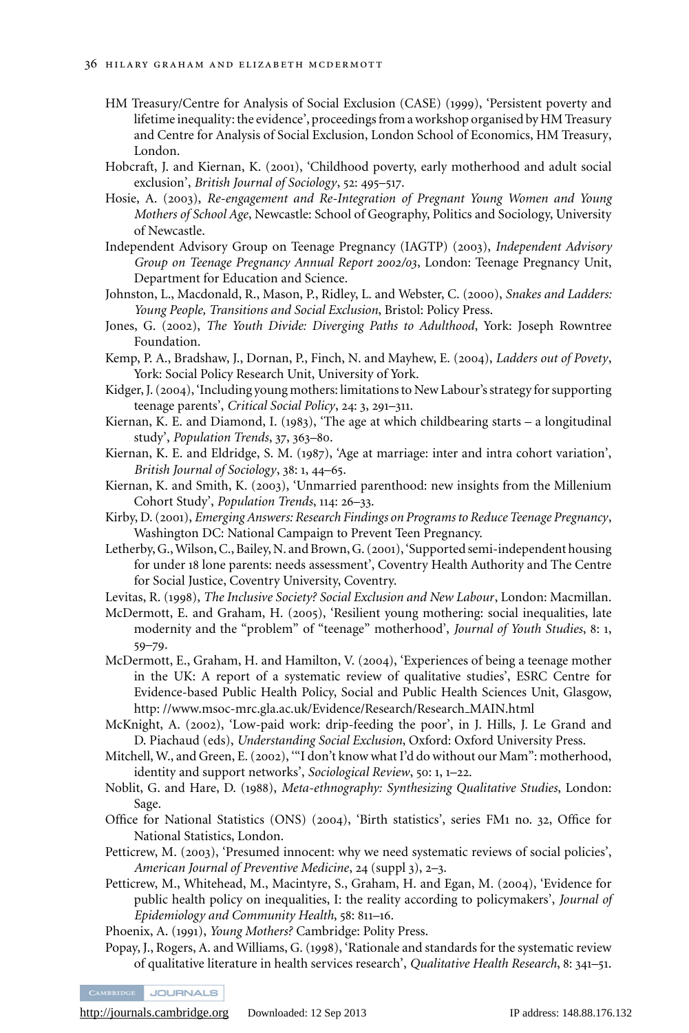HM Treasury/Centre for Analysis of Social Exclusion (CASE) (1999), 'Persistent poverty and lifetime inequality: the evidence', proceedings from a workshop organised by HM Treasury and Centre for Analysis of Social Exclusion, London School of Economics, HM Treasury, London.

Hobcraft, J. and Kiernan, K. (2001), 'Childhood poverty, early motherhood and adult social exclusion', *British Journal of Sociology*, 52: 495–517.

Hosie, A. (2003), *Re-engagement and Re-Integration of Pregnant Young Women and Young Mothers of School Age*, Newcastle: School of Geography, Politics and Sociology, University of Newcastle.

Independent Advisory Group on Teenage Pregnancy (IAGTP) (2003), *Independent Advisory Group on Teenage Pregnancy Annual Report 2002/03*, London: Teenage Pregnancy Unit, Department for Education and Science.

Johnston, L., Macdonald, R., Mason, P., Ridley, L. and Webster, C. (2000), *Snakes and Ladders: Young People, Transitions and Social Exclusion*, Bristol: Policy Press.

Jones, G. (2002), *The Youth Divide: Diverging Paths to Adulthood*, York: Joseph Rowntree Foundation.

Kemp, P. A., Bradshaw, J., Dornan, P., Finch, N. and Mayhew, E. (2004), *Ladders out of Povety*, York: Social Policy Research Unit, University of York.

Kidger, J. (2004), 'Including young mothers: limitations to New Labour's strategy for supporting teenage parents', *Critical Social Policy*, 24: 3, 291–311.

Kiernan, K. E. and Diamond, I. (1983), 'The age at which childbearing starts – a longitudinal study', *Population Trends*, 37, 363–80.

Kiernan, K. E. and Eldridge, S. M. (1987), 'Age at marriage: inter and intra cohort variation', *British Journal of Sociology*, 38: 1, 44–65.

Kiernan, K. and Smith, K. (2003), 'Unmarried parenthood: new insights from the Millenium Cohort Study', *Population Trends*, 114: 26–33.

Kirby, D. (2001), *Emerging Answers: Research Findings on Programs to Reduce Teenage Pregnancy*, Washington DC: National Campaign to Prevent Teen Pregnancy.

Letherby, G., Wilson, C., Bailey, N. and Brown, G. (2001), 'Supported semi-independent housing for under 18 lone parents: needs assessment', Coventry Health Authority and The Centre for Social Justice, Coventry University, Coventry.

Levitas, R. (1998), *The Inclusive Society? Social Exclusion and New Labour*, London: Macmillan.

McDermott, E. and Graham, H. (2005), 'Resilient young mothering: social inequalities, late modernity and the "problem" of "teenage" motherhood', *Journal of Youth Studies*, 8: 1, 59–79.

McDermott, E., Graham, H. and Hamilton, V. (2004), 'Experiences of being a teenage mother in the UK: A report of a systematic review of qualitative studies', ESRC Centre for Evidence-based Public Health Policy, Social and Public Health Sciences Unit, Glasgow, http: //www.msoc-mrc.gla.ac.uk/Evidence/Research/Research_MAIN.html

McKnight, A. (2002), 'Low-paid work: drip-feeding the poor', in J. Hills, J. Le Grand and D. Piachaud (eds), *Understanding Social Exclusion*, Oxford: Oxford University Press.

Mitchell, W., and Green, E. (2002), '"I don't know what I'd do without our Mam": motherhood, identity and support networks', *Sociological Review*, 50: 1, 1–22.

Noblit, G. and Hare, D. (1988), *Meta-ethnography: Synthesizing Qualitative Studies*, London: Sage.

Office for National Statistics (ONS) (2004), 'Birth statistics', series FM1 no. 32, Office for National Statistics, London.

Petticrew, M. (2003), 'Presumed innocent: why we need systematic reviews of social policies', *American Journal of Preventive Medicine*, 24 (suppl 3), 2–3.

Petticrew, M., Whitehead, M., Macintyre, S., Graham, H. and Egan, M. (2004), 'Evidence for public health policy on inequalities, I: the reality according to policymakers', *Journal of Epidemiology and Community Health*, 58: 811–16.

Phoenix, A. (1991), *Young Mothers?* Cambridge: Polity Press.

Popay, J., Rogers, A. and Williams, G. (1998), 'Rationale and standards for the systematic review of qualitative literature in health services research', *Qualitative Health Research*, 8: 341–51.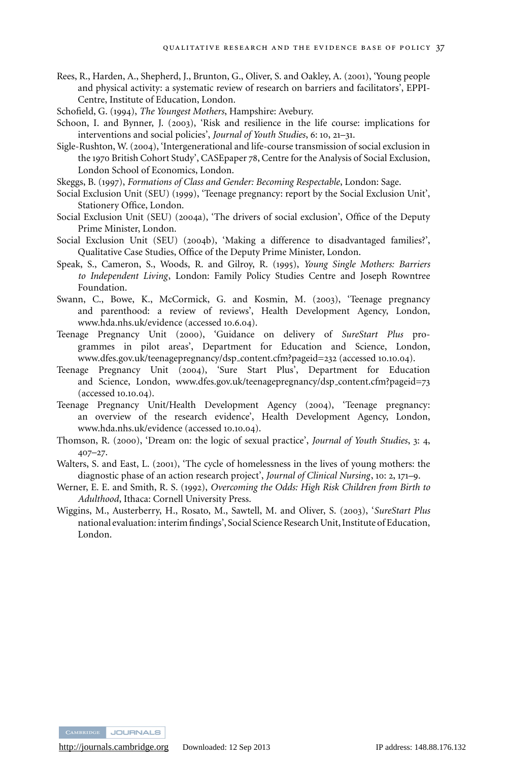Rees, R., Harden, A., Shepherd, J., Brunton, G., Oliver, S. and Oakley, A. (2001), 'Young people and physical activity: a systematic review of research on barriers and facilitators', EPPI-Centre, Institute of Education, London.

Schofield, G. (1994), *The Youngest Mothers*, Hampshire: Avebury.

Schoon, I. and Bynner, J. (2003), 'Risk and resilience in the life course: implications for interventions and social policies', *Journal of Youth Studies*, 6: 10, 21–31.

Sigle-Rushton, W. (2004), 'Intergenerational and life-course transmission of social exclusion in the 1970 British Cohort Study', CASEpaper 78, Centre for the Analysis of Social Exclusion, London School of Economics, London.

Skeggs, B. (1997), *Formations of Class and Gender: Becoming Respectable*, London: Sage.

Social Exclusion Unit (SEU) (1999), 'Teenage pregnancy: report by the Social Exclusion Unit', Stationery Office, London.

Social Exclusion Unit (SEU) (2004a), 'The drivers of social exclusion', Office of the Deputy Prime Minister, London.

Social Exclusion Unit (SEU) (2004b), 'Making a difference to disadvantaged families?', Qualitative Case Studies, Office of the Deputy Prime Minister, London.

Speak, S., Cameron, S., Woods, R. and Gilroy, R. (1995), *Young Single Mothers: Barriers to Independent Living*, London: Family Policy Studies Centre and Joseph Rowntree Foundation.

Swann, C., Bowe, K., McCormick, G. and Kosmin, M. (2003), 'Teenage pregnancy and parenthood: a review of reviews', Health Development Agency, London, www.hda.nhs.uk/evidence (accessed 10.6.04).

Teenage Pregnancy Unit (2000), 'Guidance on delivery of *SureStart Plus* programmes in pilot areas', Department for Education and Science, London, www.dfes.gov.uk/teenagepregnancy/dsp_content.cfm?pageid=232 (accessed 10.10.04).

Teenage Pregnancy Unit (2004), 'Sure Start Plus', Department for Education and Science, London, www.dfes.gov.uk/teenagepregnancy/dsp_content.cfm?pageid=73 (accessed 10.10.04).

Teenage Pregnancy Unit/Health Development Agency (2004), 'Teenage pregnancy: an overview of the research evidence', Health Development Agency, London, www.hda.nhs.uk/evidence (accessed 10.10.04).

Thomson, R. (2000), 'Dream on: the logic of sexual practice', *Journal of Youth Studies*, 3: 4, 407–27.

Walters, S. and East, L. (2001), 'The cycle of homelessness in the lives of young mothers: the diagnostic phase of an action research project', *Journal of Clinical Nursing*, 10: 2, 171–9.

Werner, E. E. and Smith, R. S. (1992), *Overcoming the Odds: High Risk Children from Birth to Adulthood*, Ithaca: Cornell University Press.

Wiggins, M., Austerberry, H., Rosato, M., Sawtell, M. and Oliver, S. (2003), '*SureStart Plus* national evaluation: interim findings', Social Science Research Unit, Institute of Education, London.